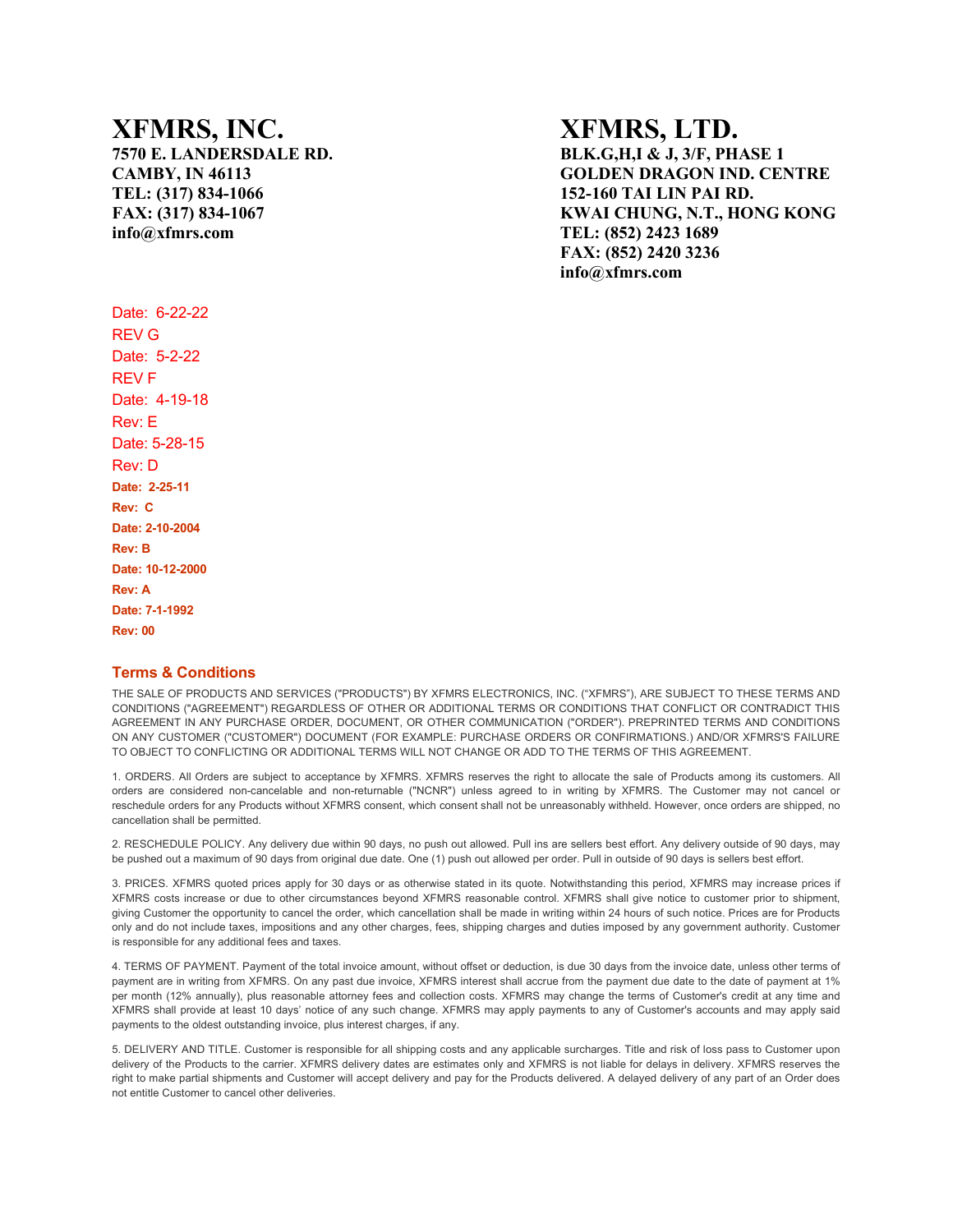# XFMRS, INC.

**7570 E. LANDERSDALE RD.**
**CAMBY, IN 46113**
**TEL: (317) 834-1066**
**FAX: (317) 834-1067**
**info@xfmrs.com**

# XFMRS, LTD.

**BLK.G,H,I & J, 3/F, PHASE 1**
**GOLDEN DRAGON IND. CENTRE**
**152-160 TAI LIN PAI RD.**
**KWAI CHUNG, N.T., HONG KONG**
**TEL: (852) 2423 1689**
**FAX: (852) 2420 3236**
**info@xfmrs.com**

Date: 6-22-22
REV G
Date: 5-2-22
REV F
Date: 4-19-18
Rev: E
Date: 5-28-15
Rev: D
**Date: 2-25-11**
**Rev: C**
**Date: 2-10-2004**
**Rev: B**
**Date: 10-12-2000**
**Rev: A**
**Date: 7-1-1992**
**Rev: 00**

## Terms & Conditions

THE SALE OF PRODUCTS AND SERVICES ("PRODUCTS") BY XFMRS ELECTRONICS, INC. ("XFMRS"), ARE SUBJECT TO THESE TERMS AND CONDITIONS ("AGREEMENT") REGARDLESS OF OTHER OR ADDITIONAL TERMS OR CONDITIONS THAT CONFLICT OR CONTRADICT THIS AGREEMENT IN ANY PURCHASE ORDER, DOCUMENT, OR OTHER COMMUNICATION ("ORDER"). PREPRINTED TERMS AND CONDITIONS ON ANY CUSTOMER ("CUSTOMER") DOCUMENT (FOR EXAMPLE: PURCHASE ORDERS OR CONFIRMATIONS.) AND/OR XFMRS'S FAILURE TO OBJECT TO CONFLICTING OR ADDITIONAL TERMS WILL NOT CHANGE OR ADD TO THE TERMS OF THIS AGREEMENT.

1. ORDERS. All Orders are subject to acceptance by XFMRS. XFMRS reserves the right to allocate the sale of Products among its customers. All orders are considered non-cancelable and non-returnable ("NCNR") unless agreed to in writing by XFMRS. The Customer may not cancel or reschedule orders for any Products without XFMRS consent, which consent shall not be unreasonably withheld. However, once orders are shipped, no cancellation shall be permitted.

2. RESCHEDULE POLICY. Any delivery due within 90 days, no push out allowed. Pull ins are sellers best effort. Any delivery outside of 90 days, may be pushed out a maximum of 90 days from original due date. One (1) push out allowed per order. Pull in outside of 90 days is sellers best effort.

3. PRICES. XFMRS quoted prices apply for 30 days or as otherwise stated in its quote. Notwithstanding this period, XFMRS may increase prices if XFMRS costs increase or due to other circumstances beyond XFMRS reasonable control. XFMRS shall give notice to customer prior to shipment, giving Customer the opportunity to cancel the order, which cancellation shall be made in writing within 24 hours of such notice. Prices are for Products only and do not include taxes, impositions and any other charges, fees, shipping charges and duties imposed by any government authority. Customer is responsible for any additional fees and taxes.

4. TERMS OF PAYMENT. Payment of the total invoice amount, without offset or deduction, is due 30 days from the invoice date, unless other terms of payment are in writing from XFMRS. On any past due invoice, XFMRS interest shall accrue from the payment due date to the date of payment at 1% per month (12% annually), plus reasonable attorney fees and collection costs. XFMRS may change the terms of Customer's credit at any time and XFMRS shall provide at least 10 days' notice of any such change. XFMRS may apply payments to any of Customer's accounts and may apply said payments to the oldest outstanding invoice, plus interest charges, if any.

5. DELIVERY AND TITLE. Customer is responsible for all shipping costs and any applicable surcharges. Title and risk of loss pass to Customer upon delivery of the Products to the carrier. XFMRS delivery dates are estimates only and XFMRS is not liable for delays in delivery. XFMRS reserves the right to make partial shipments and Customer will accept delivery and pay for the Products delivered. A delayed delivery of any part of an Order does not entitle Customer to cancel other deliveries.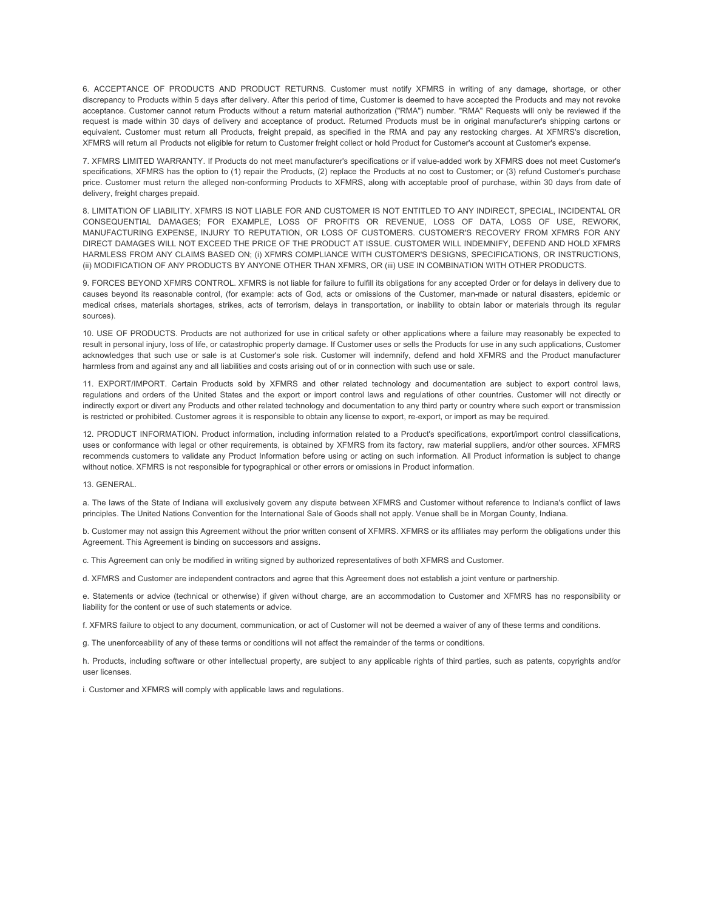6. ACCEPTANCE OF PRODUCTS AND PRODUCT RETURNS. Customer must notify XFMRS in writing of any damage, shortage, or other discrepancy to Products within 5 days after delivery. After this period of time, Customer is deemed to have accepted the Products and may not revoke acceptance. Customer cannot return Products without a return material authorization ("RMA") number. "RMA" Requests will only be reviewed if the request is made within 30 days of delivery and acceptance of product. Returned Products must be in original manufacturer's shipping cartons or equivalent. Customer must return all Products, freight prepaid, as specified in the RMA and pay any restocking charges. At XFMRS's discretion, XFMRS will return all Products not eligible for return to Customer freight collect or hold Product for Customer's account at Customer's expense.

7. XFMRS LIMITED WARRANTY. If Products do not meet manufacturer's specifications or if value-added work by XFMRS does not meet Customer's specifications, XFMRS has the option to (1) repair the Products, (2) replace the Products at no cost to Customer; or (3) refund Customer's purchase price. Customer must return the alleged non-conforming Products to XFMRS, along with acceptable proof of purchase, within 30 days from date of delivery, freight charges prepaid.

8. LIMITATION OF LIABILITY. XFMRS IS NOT LIABLE FOR AND CUSTOMER IS NOT ENTITLED TO ANY INDIRECT, SPECIAL, INCIDENTAL OR CONSEQUENTIAL DAMAGES; FOR EXAMPLE, LOSS OF PROFITS OR REVENUE, LOSS OF DATA, LOSS OF USE, REWORK, MANUFACTURING EXPENSE, INJURY TO REPUTATION, OR LOSS OF CUSTOMERS. CUSTOMER'S RECOVERY FROM XFMRS FOR ANY DIRECT DAMAGES WILL NOT EXCEED THE PRICE OF THE PRODUCT AT ISSUE. CUSTOMER WILL INDEMNIFY, DEFEND AND HOLD XFMRS HARMLESS FROM ANY CLAIMS BASED ON; (i) XFMRS COMPLIANCE WITH CUSTOMER'S DESIGNS, SPECIFICATIONS, OR INSTRUCTIONS, (ii) MODIFICATION OF ANY PRODUCTS BY ANYONE OTHER THAN XFMRS, OR (iii) USE IN COMBINATION WITH OTHER PRODUCTS.

9. FORCES BEYOND XFMRS CONTROL. XFMRS is not liable for failure to fulfill its obligations for any accepted Order or for delays in delivery due to causes beyond its reasonable control, (for example: acts of God, acts or omissions of the Customer, man-made or natural disasters, epidemic or medical crises, materials shortages, strikes, acts of terrorism, delays in transportation, or inability to obtain labor or materials through its regular sources).

10. USE OF PRODUCTS. Products are not authorized for use in critical safety or other applications where a failure may reasonably be expected to result in personal injury, loss of life, or catastrophic property damage. If Customer uses or sells the Products for use in any such applications, Customer acknowledges that such use or sale is at Customer's sole risk. Customer will indemnify, defend and hold XFMRS and the Product manufacturer harmless from and against any and all liabilities and costs arising out of or in connection with such use or sale.

11. EXPORT/IMPORT. Certain Products sold by XFMRS and other related technology and documentation are subject to export control laws, regulations and orders of the United States and the export or import control laws and regulations of other countries. Customer will not directly or indirectly export or divert any Products and other related technology and documentation to any third party or country where such export or transmission is restricted or prohibited. Customer agrees it is responsible to obtain any license to export, re-export, or import as may be required.

12. PRODUCT INFORMATION. Product information, including information related to a Product's specifications, export/import control classifications, uses or conformance with legal or other requirements, is obtained by XFMRS from its factory, raw material suppliers, and/or other sources. XFMRS recommends customers to validate any Product Information before using or acting on such information. All Product information is subject to change without notice. XFMRS is not responsible for typographical or other errors or omissions in Product information.

13. GENERAL.

a. The laws of the State of Indiana will exclusively govern any dispute between XFMRS and Customer without reference to Indiana's conflict of laws principles. The United Nations Convention for the International Sale of Goods shall not apply. Venue shall be in Morgan County, Indiana.

b. Customer may not assign this Agreement without the prior written consent of XFMRS. XFMRS or its affiliates may perform the obligations under this Agreement. This Agreement is binding on successors and assigns.

c. This Agreement can only be modified in writing signed by authorized representatives of both XFMRS and Customer.

d. XFMRS and Customer are independent contractors and agree that this Agreement does not establish a joint venture or partnership.

e. Statements or advice (technical or otherwise) if given without charge, are an accommodation to Customer and XFMRS has no responsibility or liability for the content or use of such statements or advice.

f. XFMRS failure to object to any document, communication, or act of Customer will not be deemed a waiver of any of these terms and conditions.

g. The unenforceability of any of these terms or conditions will not affect the remainder of the terms or conditions.

h. Products, including software or other intellectual property, are subject to any applicable rights of third parties, such as patents, copyrights and/or user licenses.

i. Customer and XFMRS will comply with applicable laws and regulations.